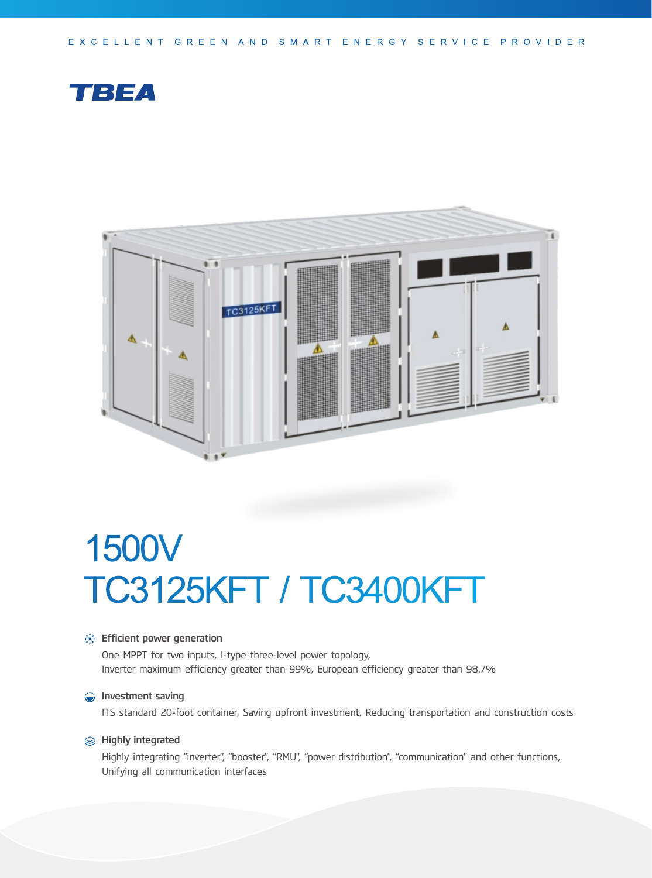EXCELLENT GREEN AND SMART ENERGY SERVICE PROVIDER

TBEA

# 1500V
# TC3125KFT / TC3400KFT

### Efficient power generation

One MPPT for two inputs, I-type three-level power topology,
Inverter maximum efficiency greater than 99%, European efficiency greater than 98.7%

### Investment saving

ITS standard 20-foot container, Saving upfront investment, Reducing transportation and construction costs

### Highly integrated

Highly integrating "inverter", "booster", "RMU", "power distribution", "communication" and other functions,
Unifying all communication interfaces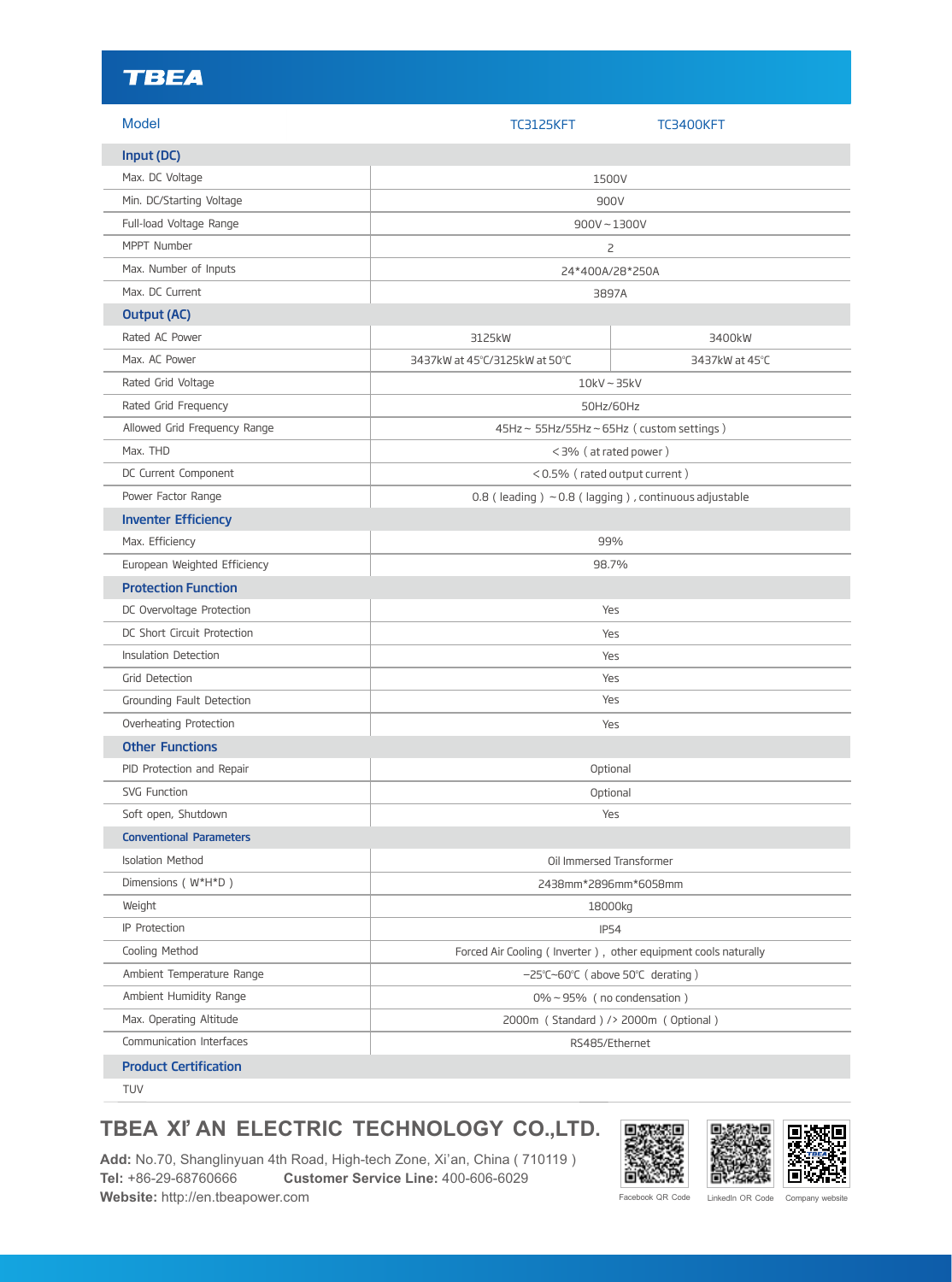# TBEA

| Model | TC3125KFT | TC3400KFT |
|---|---|---|
| **Input (DC)** | | |
| Max. DC Voltage | 1500V | |
| Min. DC/Starting Voltage | 900V | |
| Full-load Voltage Range | 900V～1300V | |
| MPPT Number | 2 | |
| Max. Number of Inputs | 24*400A/28*250A | |
| Max. DC Current | 3897A | |
| **Output (AC)** | | |
| Rated AC Power | 3125kW | 3400kW |
| Max. AC Power | 3437kW at 45℃/3125kW at 50℃ | 3437kW at 45℃ |
| Rated Grid Voltage | 10kV～35kV | |
| Rated Grid Frequency | 50Hz/60Hz | |
| Allowed Grid Frequency Range | 45Hz～55Hz/55Hz～65Hz（custom settings） | |
| Max. THD | ＜3%（at rated power） | |
| DC Current Component | ＜0.5%（rated output current） | |
| Power Factor Range | 0.8（leading）～0.8（lagging）, continuous adjustable | |
| **Inventer Efficiency** | | |
| Max. Efficiency | 99% | |
| European Weighted Efficiency | 98.7% | |
| **Protection Function** | | |
| DC Overvoltage Protection | Yes | |
| DC Short Circuit Protection | Yes | |
| Insulation Detection | Yes | |
| Grid Detection | Yes | |
| Grounding Fault Detection | Yes | |
| Overheating Protection | Yes | |
| **Other Functions** | | |
| PID Protection and Repair | Optional | |
| SVG Function | Optional | |
| Soft open, Shutdown | Yes | |
| **Conventional Parameters** | | |
| Isolation Method | Oil Immersed Transformer | |
| Dimensions（W*H*D） | 2438mm*2896mm*6058mm | |
| Weight | 18000kg | |
| IP Protection | IP54 | |
| Cooling Method | Forced Air Cooling（Inverter）, other equipment cools naturally | |
| Ambient Temperature Range | -25℃~60℃（above 50℃ derating） | |
| Ambient Humidity Range | 0%～95%（no condensation） | |
| Max. Operating Altitude | 2000m（Standard）/> 2000m（Optional） | |
| Communication Interfaces | RS485/Ethernet | |
| **Product Certification** | | |
| TUV | | |

## TBEA XI' AN ELECTRIC TECHNOLOGY CO.,LTD.

**Add:** No.70, Shanglinyuan 4th Road, High-tech Zone, Xi'an, China（710119）
**Tel:** +86-29-68760666 **Customer Service Line:** 400-606-6029
**Website:** http://en.tbeapower.com

Facebook QR Code　LinkedIn QR Code　Company website